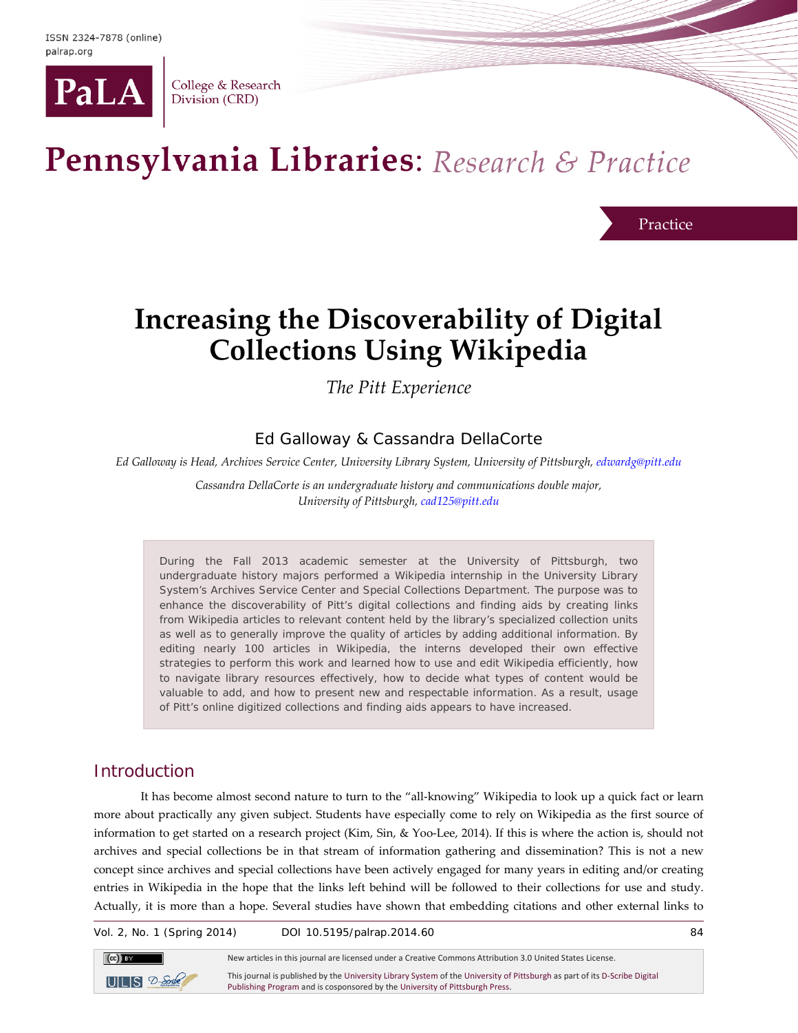ISSN 2324-7878 (online)
palrap.org

PaLA College & Research Division (CRD)

# Pennsylvania Libraries: *Research & Practice*

Practice

# Increasing the Discoverability of Digital Collections Using Wikipedia

*The Pitt Experience*

Ed Galloway & Cassandra DellaCorte

*Ed Galloway is Head, Archives Service Center, University Library System, University of Pittsburgh, edwardg@pitt.edu*

*Cassandra DellaCorte is an undergraduate history and communications double major, University of Pittsburgh, cad125@pitt.edu*

During the Fall 2013 academic semester at the University of Pittsburgh, two undergraduate history majors performed a Wikipedia internship in the University Library System's Archives Service Center and Special Collections Department. The purpose was to enhance the discoverability of Pitt's digital collections and finding aids by creating links from Wikipedia articles to relevant content held by the library's specialized collection units as well as to generally improve the quality of articles by adding additional information. By editing nearly 100 articles in Wikipedia, the interns developed their own effective strategies to perform this work and learned how to use and edit Wikipedia efficiently, how to navigate library resources effectively, how to decide what types of content would be valuable to add, and how to present new and respectable information. As a result, usage of Pitt's online digitized collections and finding aids appears to have increased.

## Introduction

It has become almost second nature to turn to the "all-knowing" Wikipedia to look up a quick fact or learn more about practically any given subject. Students have especially come to rely on Wikipedia as the first source of information to get started on a research project (Kim, Sin, & Yoo-Lee, 2014). If this is where the action is, should not archives and special collections be in that stream of information gathering and dissemination? This is not a new concept since archives and special collections have been actively engaged for many years in editing and/or creating entries in Wikipedia in the hope that the links left behind will be followed to their collections for use and study. Actually, it is more than a hope. Several studies have shown that embedding citations and other external links to

Vol. 2, No. 1 (Spring 2014) DOI 10.5195/palrap.2014.60

New articles in this journal are licensed under a Creative Commons Attribution 3.0 United States License.

This journal is published by the University Library System of the University of Pittsburgh as part of its D-Scribe Digital Publishing Program and is cosponsored by the University of Pittsburgh Press.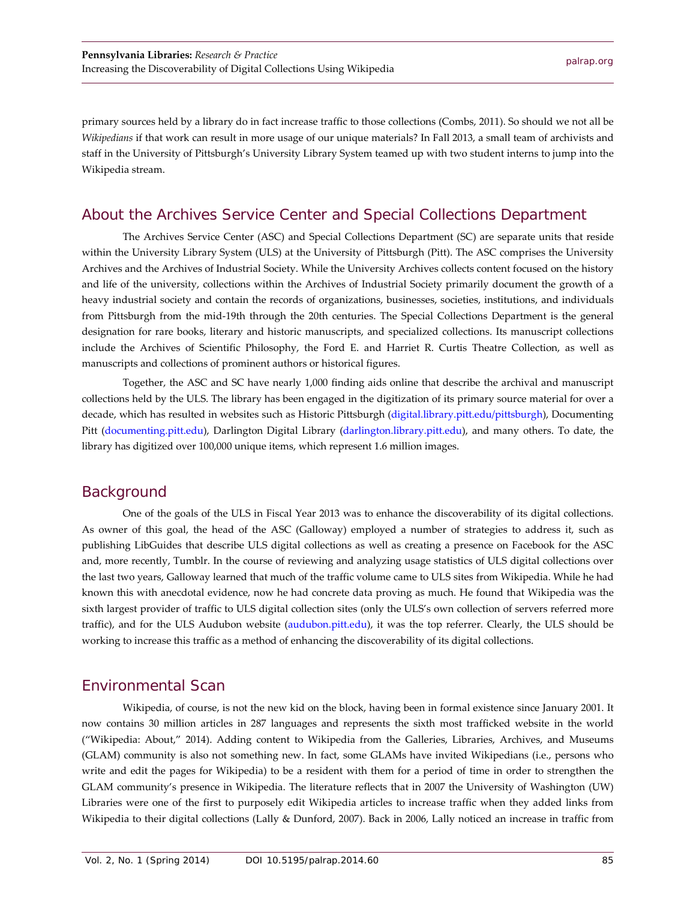primary sources held by a library do in fact increase traffic to those collections (Combs, 2011). So should we not all be *Wikipedians* if that work can result in more usage of our unique materials? In Fall 2013, a small team of archivists and staff in the University of Pittsburgh's University Library System teamed up with two student interns to jump into the Wikipedia stream.

## About the Archives Service Center and Special Collections Department

The Archives Service Center (ASC) and Special Collections Department (SC) are separate units that reside within the University Library System (ULS) at the University of Pittsburgh (Pitt). The ASC comprises the University Archives and the Archives of Industrial Society. While the University Archives collects content focused on the history and life of the university, collections within the Archives of Industrial Society primarily document the growth of a heavy industrial society and contain the records of organizations, businesses, societies, institutions, and individuals from Pittsburgh from the mid-19th through the 20th centuries. The Special Collections Department is the general designation for rare books, literary and historic manuscripts, and specialized collections. Its manuscript collections include the Archives of Scientific Philosophy, the Ford E. and Harriet R. Curtis Theatre Collection, as well as manuscripts and collections of prominent authors or historical figures.

Together, the ASC and SC have nearly 1,000 finding aids online that describe the archival and manuscript collections held by the ULS. The library has been engaged in the digitization of its primary source material for over a decade, which has resulted in websites such as Historic Pittsburgh (digital.library.pitt.edu/pittsburgh), Documenting Pitt (documenting.pitt.edu), Darlington Digital Library (darlington.library.pitt.edu), and many others. To date, the library has digitized over 100,000 unique items, which represent 1.6 million images.

## Background

One of the goals of the ULS in Fiscal Year 2013 was to enhance the discoverability of its digital collections. As owner of this goal, the head of the ASC (Galloway) employed a number of strategies to address it, such as publishing LibGuides that describe ULS digital collections as well as creating a presence on Facebook for the ASC and, more recently, Tumblr. In the course of reviewing and analyzing usage statistics of ULS digital collections over the last two years, Galloway learned that much of the traffic volume came to ULS sites from Wikipedia. While he had known this with anecdotal evidence, now he had concrete data proving as much. He found that Wikipedia was the sixth largest provider of traffic to ULS digital collection sites (only the ULS's own collection of servers referred more traffic), and for the ULS Audubon website (audubon.pitt.edu), it was the top referrer. Clearly, the ULS should be working to increase this traffic as a method of enhancing the discoverability of its digital collections.

## Environmental Scan

Wikipedia, of course, is not the new kid on the block, having been in formal existence since January 2001. It now contains 30 million articles in 287 languages and represents the sixth most trafficked website in the world ("Wikipedia: About," 2014). Adding content to Wikipedia from the Galleries, Libraries, Archives, and Museums (GLAM) community is also not something new. In fact, some GLAMs have invited Wikipedians (i.e., persons who write and edit the pages for Wikipedia) to be a resident with them for a period of time in order to strengthen the GLAM community's presence in Wikipedia. The literature reflects that in 2007 the University of Washington (UW) Libraries were one of the first to purposely edit Wikipedia articles to increase traffic when they added links from Wikipedia to their digital collections (Lally & Dunford, 2007). Back in 2006, Lally noticed an increase in traffic from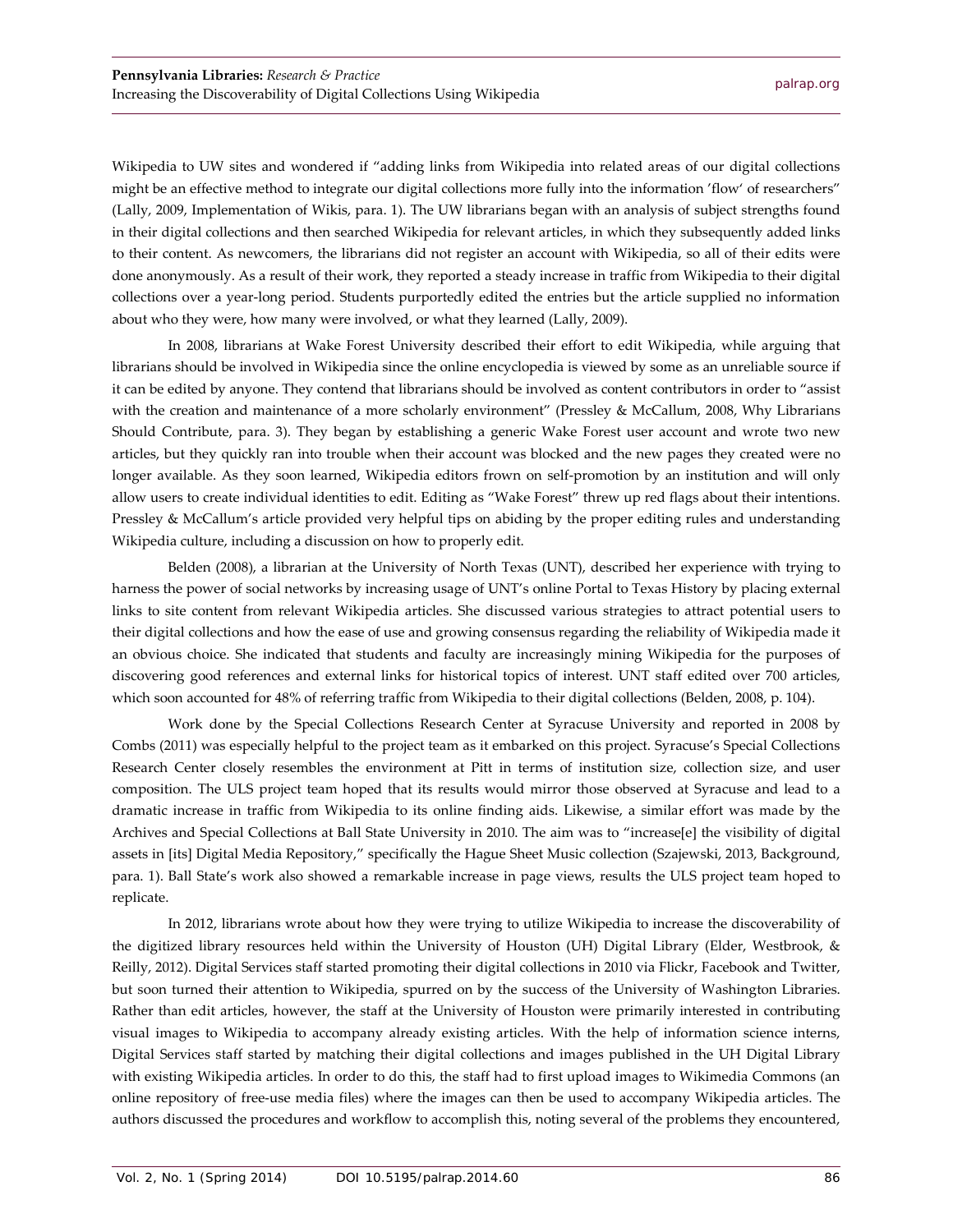Wikipedia to UW sites and wondered if "adding links from Wikipedia into related areas of our digital collections might be an effective method to integrate our digital collections more fully into the information 'flow' of researchers" (Lally, 2009, Implementation of Wikis, para. 1). The UW librarians began with an analysis of subject strengths found in their digital collections and then searched Wikipedia for relevant articles, in which they subsequently added links to their content. As newcomers, the librarians did not register an account with Wikipedia, so all of their edits were done anonymously. As a result of their work, they reported a steady increase in traffic from Wikipedia to their digital collections over a year-long period. Students purportedly edited the entries but the article supplied no information about who they were, how many were involved, or what they learned (Lally, 2009).

In 2008, librarians at Wake Forest University described their effort to edit Wikipedia, while arguing that librarians should be involved in Wikipedia since the online encyclopedia is viewed by some as an unreliable source if it can be edited by anyone. They contend that librarians should be involved as content contributors in order to "assist with the creation and maintenance of a more scholarly environment" (Pressley & McCallum, 2008, Why Librarians Should Contribute, para. 3). They began by establishing a generic Wake Forest user account and wrote two new articles, but they quickly ran into trouble when their account was blocked and the new pages they created were no longer available. As they soon learned, Wikipedia editors frown on self-promotion by an institution and will only allow users to create individual identities to edit. Editing as "Wake Forest" threw up red flags about their intentions. Pressley & McCallum's article provided very helpful tips on abiding by the proper editing rules and understanding Wikipedia culture, including a discussion on how to properly edit.

Belden (2008), a librarian at the University of North Texas (UNT), described her experience with trying to harness the power of social networks by increasing usage of UNT's online Portal to Texas History by placing external links to site content from relevant Wikipedia articles. She discussed various strategies to attract potential users to their digital collections and how the ease of use and growing consensus regarding the reliability of Wikipedia made it an obvious choice. She indicated that students and faculty are increasingly mining Wikipedia for the purposes of discovering good references and external links for historical topics of interest. UNT staff edited over 700 articles, which soon accounted for 48% of referring traffic from Wikipedia to their digital collections (Belden, 2008, p. 104).

Work done by the Special Collections Research Center at Syracuse University and reported in 2008 by Combs (2011) was especially helpful to the project team as it embarked on this project. Syracuse's Special Collections Research Center closely resembles the environment at Pitt in terms of institution size, collection size, and user composition. The ULS project team hoped that its results would mirror those observed at Syracuse and lead to a dramatic increase in traffic from Wikipedia to its online finding aids. Likewise, a similar effort was made by the Archives and Special Collections at Ball State University in 2010. The aim was to "increase[e] the visibility of digital assets in [its] Digital Media Repository," specifically the Hague Sheet Music collection (Szajewski, 2013, Background, para. 1). Ball State's work also showed a remarkable increase in page views, results the ULS project team hoped to replicate.

In 2012, librarians wrote about how they were trying to utilize Wikipedia to increase the discoverability of the digitized library resources held within the University of Houston (UH) Digital Library (Elder, Westbrook, & Reilly, 2012). Digital Services staff started promoting their digital collections in 2010 via Flickr, Facebook and Twitter, but soon turned their attention to Wikipedia, spurred on by the success of the University of Washington Libraries. Rather than edit articles, however, the staff at the University of Houston were primarily interested in contributing visual images to Wikipedia to accompany already existing articles. With the help of information science interns, Digital Services staff started by matching their digital collections and images published in the UH Digital Library with existing Wikipedia articles. In order to do this, the staff had to first upload images to Wikimedia Commons (an online repository of free-use media files) where the images can then be used to accompany Wikipedia articles. The authors discussed the procedures and workflow to accomplish this, noting several of the problems they encountered,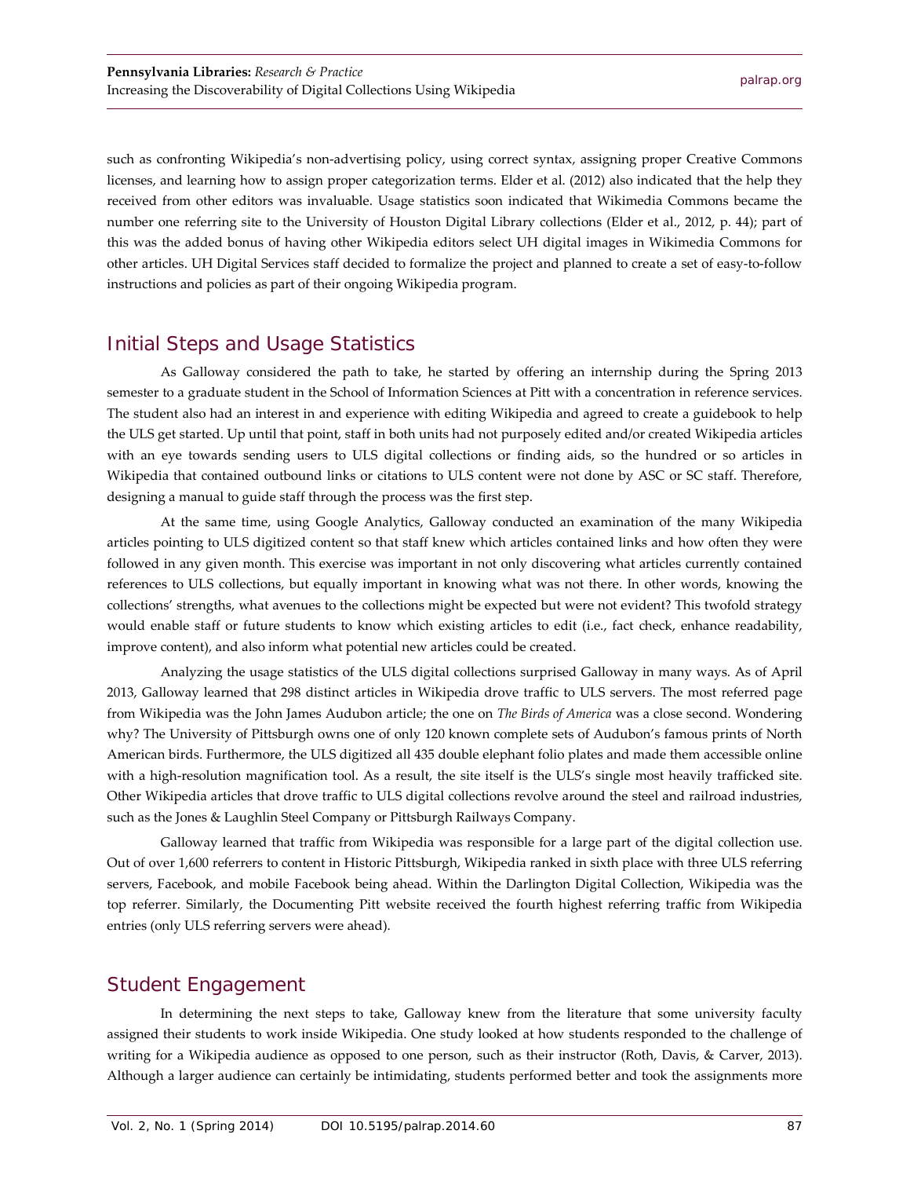such as confronting Wikipedia's non-advertising policy, using correct syntax, assigning proper Creative Commons licenses, and learning how to assign proper categorization terms. Elder et al. (2012) also indicated that the help they received from other editors was invaluable. Usage statistics soon indicated that Wikimedia Commons became the number one referring site to the University of Houston Digital Library collections (Elder et al., 2012, p. 44); part of this was the added bonus of having other Wikipedia editors select UH digital images in Wikimedia Commons for other articles. UH Digital Services staff decided to formalize the project and planned to create a set of easy-to-follow instructions and policies as part of their ongoing Wikipedia program.

## Initial Steps and Usage Statistics

As Galloway considered the path to take, he started by offering an internship during the Spring 2013 semester to a graduate student in the School of Information Sciences at Pitt with a concentration in reference services. The student also had an interest in and experience with editing Wikipedia and agreed to create a guidebook to help the ULS get started. Up until that point, staff in both units had not purposely edited and/or created Wikipedia articles with an eye towards sending users to ULS digital collections or finding aids, so the hundred or so articles in Wikipedia that contained outbound links or citations to ULS content were not done by ASC or SC staff. Therefore, designing a manual to guide staff through the process was the first step.

At the same time, using Google Analytics, Galloway conducted an examination of the many Wikipedia articles pointing to ULS digitized content so that staff knew which articles contained links and how often they were followed in any given month. This exercise was important in not only discovering what articles currently contained references to ULS collections, but equally important in knowing what was not there. In other words, knowing the collections' strengths, what avenues to the collections might be expected but were not evident? This twofold strategy would enable staff or future students to know which existing articles to edit (i.e., fact check, enhance readability, improve content), and also inform what potential new articles could be created.

Analyzing the usage statistics of the ULS digital collections surprised Galloway in many ways. As of April 2013, Galloway learned that 298 distinct articles in Wikipedia drove traffic to ULS servers. The most referred page from Wikipedia was the John James Audubon article; the one on *The Birds of America* was a close second. Wondering why? The University of Pittsburgh owns one of only 120 known complete sets of Audubon's famous prints of North American birds. Furthermore, the ULS digitized all 435 double elephant folio plates and made them accessible online with a high-resolution magnification tool. As a result, the site itself is the ULS's single most heavily trafficked site. Other Wikipedia articles that drove traffic to ULS digital collections revolve around the steel and railroad industries, such as the Jones & Laughlin Steel Company or Pittsburgh Railways Company.

Galloway learned that traffic from Wikipedia was responsible for a large part of the digital collection use. Out of over 1,600 referrers to content in Historic Pittsburgh, Wikipedia ranked in sixth place with three ULS referring servers, Facebook, and mobile Facebook being ahead. Within the Darlington Digital Collection, Wikipedia was the top referrer. Similarly, the Documenting Pitt website received the fourth highest referring traffic from Wikipedia entries (only ULS referring servers were ahead).

## Student Engagement

In determining the next steps to take, Galloway knew from the literature that some university faculty assigned their students to work inside Wikipedia. One study looked at how students responded to the challenge of writing for a Wikipedia audience as opposed to one person, such as their instructor (Roth, Davis, & Carver, 2013). Although a larger audience can certainly be intimidating, students performed better and took the assignments more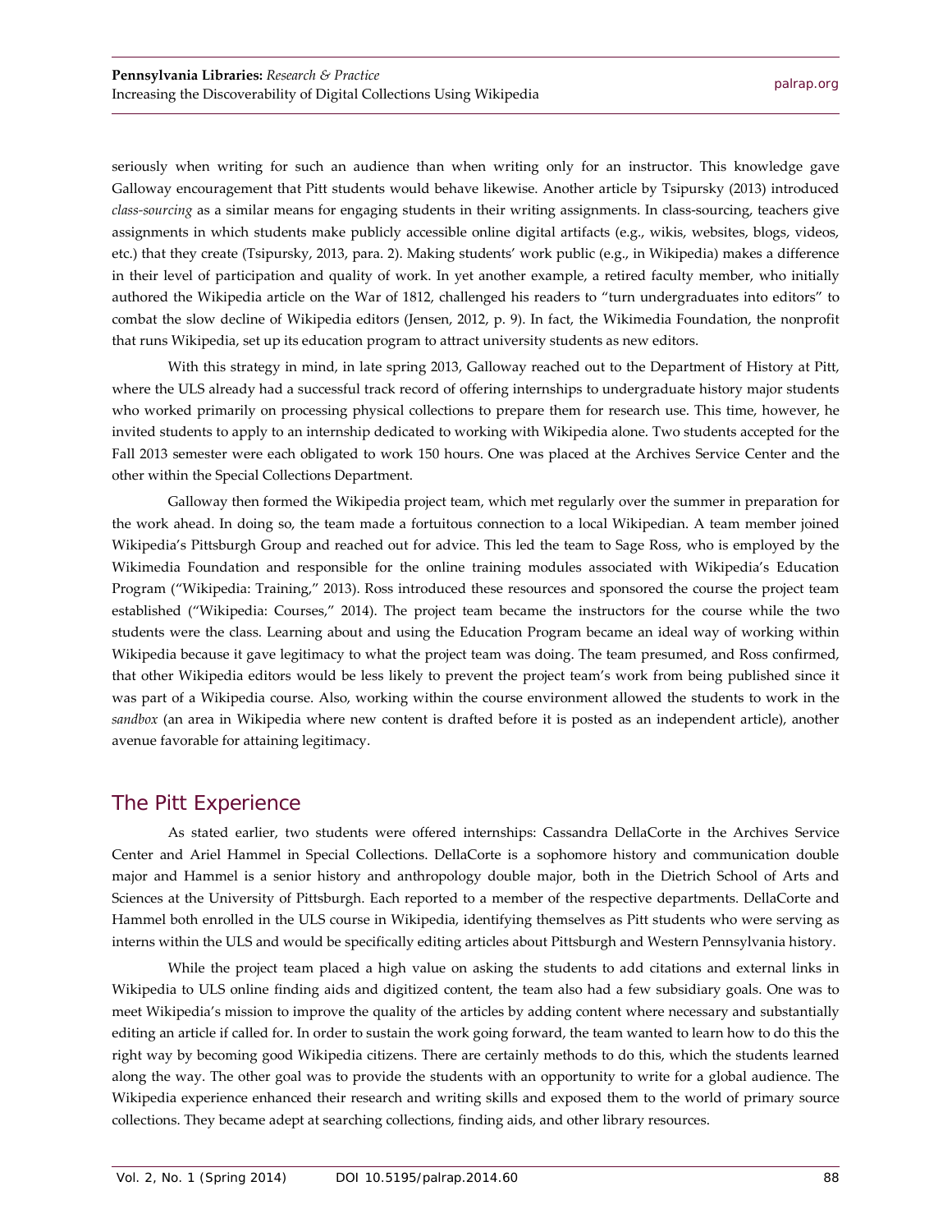seriously when writing for such an audience than when writing only for an instructor. This knowledge gave Galloway encouragement that Pitt students would behave likewise. Another article by Tsipursky (2013) introduced *class-sourcing* as a similar means for engaging students in their writing assignments. In class-sourcing, teachers give assignments in which students make publicly accessible online digital artifacts (e.g., wikis, websites, blogs, videos, etc.) that they create (Tsipursky, 2013, para. 2). Making students' work public (e.g., in Wikipedia) makes a difference in their level of participation and quality of work. In yet another example, a retired faculty member, who initially authored the Wikipedia article on the War of 1812, challenged his readers to "turn undergraduates into editors" to combat the slow decline of Wikipedia editors (Jensen, 2012, p. 9). In fact, the Wikimedia Foundation, the nonprofit that runs Wikipedia, set up its education program to attract university students as new editors.

With this strategy in mind, in late spring 2013, Galloway reached out to the Department of History at Pitt, where the ULS already had a successful track record of offering internships to undergraduate history major students who worked primarily on processing physical collections to prepare them for research use. This time, however, he invited students to apply to an internship dedicated to working with Wikipedia alone. Two students accepted for the Fall 2013 semester were each obligated to work 150 hours. One was placed at the Archives Service Center and the other within the Special Collections Department.

Galloway then formed the Wikipedia project team, which met regularly over the summer in preparation for the work ahead. In doing so, the team made a fortuitous connection to a local Wikipedian. A team member joined Wikipedia's Pittsburgh Group and reached out for advice. This led the team to Sage Ross, who is employed by the Wikimedia Foundation and responsible for the online training modules associated with Wikipedia's Education Program ("Wikipedia: Training," 2013). Ross introduced these resources and sponsored the course the project team established ("Wikipedia: Courses," 2014). The project team became the instructors for the course while the two students were the class. Learning about and using the Education Program became an ideal way of working within Wikipedia because it gave legitimacy to what the project team was doing. The team presumed, and Ross confirmed, that other Wikipedia editors would be less likely to prevent the project team's work from being published since it was part of a Wikipedia course. Also, working within the course environment allowed the students to work in the *sandbox* (an area in Wikipedia where new content is drafted before it is posted as an independent article), another avenue favorable for attaining legitimacy.

## The Pitt Experience

As stated earlier, two students were offered internships: Cassandra DellaCorte in the Archives Service Center and Ariel Hammel in Special Collections. DellaCorte is a sophomore history and communication double major and Hammel is a senior history and anthropology double major, both in the Dietrich School of Arts and Sciences at the University of Pittsburgh. Each reported to a member of the respective departments. DellaCorte and Hammel both enrolled in the ULS course in Wikipedia, identifying themselves as Pitt students who were serving as interns within the ULS and would be specifically editing articles about Pittsburgh and Western Pennsylvania history.

While the project team placed a high value on asking the students to add citations and external links in Wikipedia to ULS online finding aids and digitized content, the team also had a few subsidiary goals. One was to meet Wikipedia's mission to improve the quality of the articles by adding content where necessary and substantially editing an article if called for. In order to sustain the work going forward, the team wanted to learn how to do this the right way by becoming good Wikipedia citizens. There are certainly methods to do this, which the students learned along the way. The other goal was to provide the students with an opportunity to write for a global audience. The Wikipedia experience enhanced their research and writing skills and exposed them to the world of primary source collections. They became adept at searching collections, finding aids, and other library resources.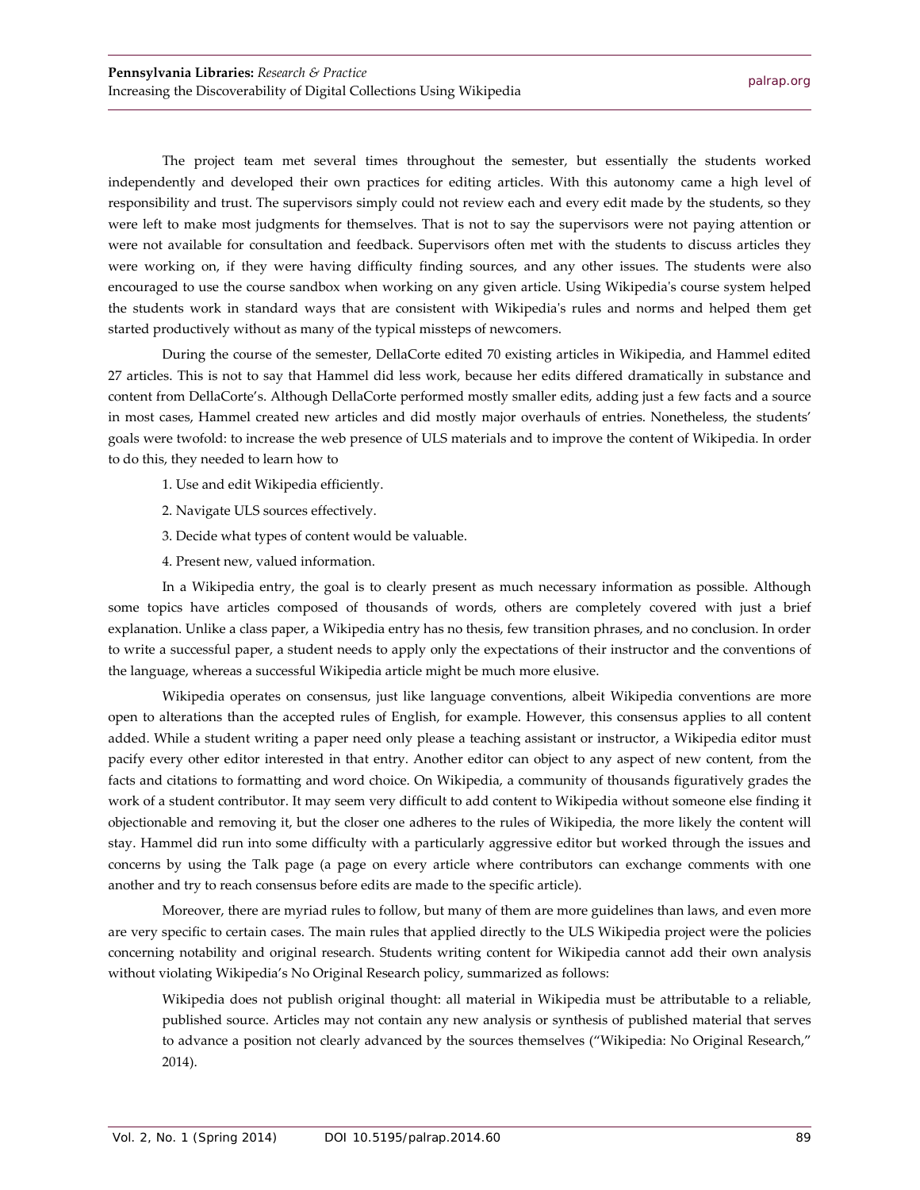The project team met several times throughout the semester, but essentially the students worked independently and developed their own practices for editing articles. With this autonomy came a high level of responsibility and trust. The supervisors simply could not review each and every edit made by the students, so they were left to make most judgments for themselves. That is not to say the supervisors were not paying attention or were not available for consultation and feedback. Supervisors often met with the students to discuss articles they were working on, if they were having difficulty finding sources, and any other issues. The students were also encouraged to use the course sandbox when working on any given article. Using Wikipedia's course system helped the students work in standard ways that are consistent with Wikipedia's rules and norms and helped them get started productively without as many of the typical missteps of newcomers.

During the course of the semester, DellaCorte edited 70 existing articles in Wikipedia, and Hammel edited 27 articles. This is not to say that Hammel did less work, because her edits differed dramatically in substance and content from DellaCorte's. Although DellaCorte performed mostly smaller edits, adding just a few facts and a source in most cases, Hammel created new articles and did mostly major overhauls of entries. Nonetheless, the students' goals were twofold: to increase the web presence of ULS materials and to improve the content of Wikipedia. In order to do this, they needed to learn how to

1. Use and edit Wikipedia efficiently.
2. Navigate ULS sources effectively.
3. Decide what types of content would be valuable.
4. Present new, valued information.

In a Wikipedia entry, the goal is to clearly present as much necessary information as possible. Although some topics have articles composed of thousands of words, others are completely covered with just a brief explanation. Unlike a class paper, a Wikipedia entry has no thesis, few transition phrases, and no conclusion. In order to write a successful paper, a student needs to apply only the expectations of their instructor and the conventions of the language, whereas a successful Wikipedia article might be much more elusive.

Wikipedia operates on consensus, just like language conventions, albeit Wikipedia conventions are more open to alterations than the accepted rules of English, for example. However, this consensus applies to all content added. While a student writing a paper need only please a teaching assistant or instructor, a Wikipedia editor must pacify every other editor interested in that entry. Another editor can object to any aspect of new content, from the facts and citations to formatting and word choice. On Wikipedia, a community of thousands figuratively grades the work of a student contributor. It may seem very difficult to add content to Wikipedia without someone else finding it objectionable and removing it, but the closer one adheres to the rules of Wikipedia, the more likely the content will stay. Hammel did run into some difficulty with a particularly aggressive editor but worked through the issues and concerns by using the Talk page (a page on every article where contributors can exchange comments with one another and try to reach consensus before edits are made to the specific article).

Moreover, there are myriad rules to follow, but many of them are more guidelines than laws, and even more are very specific to certain cases. The main rules that applied directly to the ULS Wikipedia project were the policies concerning notability and original research. Students writing content for Wikipedia cannot add their own analysis without violating Wikipedia's No Original Research policy, summarized as follows:

> Wikipedia does not publish original thought: all material in Wikipedia must be attributable to a reliable, published source. Articles may not contain any new analysis or synthesis of published material that serves to advance a position not clearly advanced by the sources themselves ("Wikipedia: No Original Research," 2014).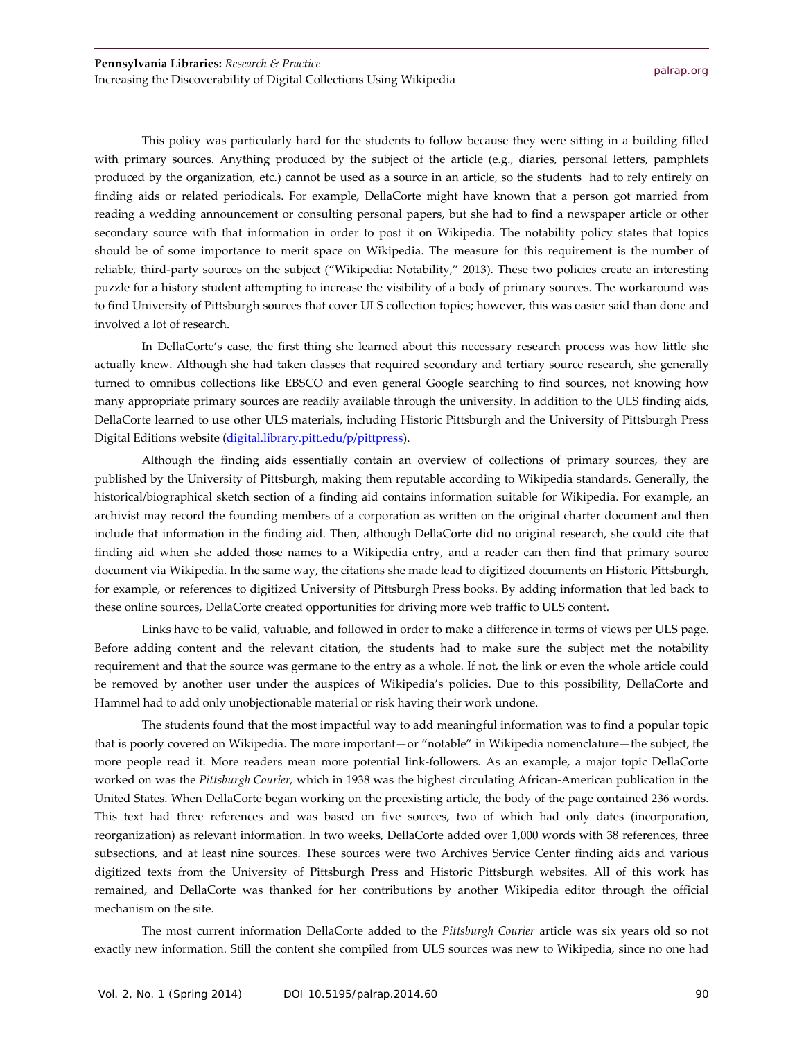This policy was particularly hard for the students to follow because they were sitting in a building filled with primary sources. Anything produced by the subject of the article (e.g., diaries, personal letters, pamphlets produced by the organization, etc.) cannot be used as a source in an article, so the students had to rely entirely on finding aids or related periodicals. For example, DellaCorte might have known that a person got married from reading a wedding announcement or consulting personal papers, but she had to find a newspaper article or other secondary source with that information in order to post it on Wikipedia. The notability policy states that topics should be of some importance to merit space on Wikipedia. The measure for this requirement is the number of reliable, third-party sources on the subject ("Wikipedia: Notability," 2013). These two policies create an interesting puzzle for a history student attempting to increase the visibility of a body of primary sources. The workaround was to find University of Pittsburgh sources that cover ULS collection topics; however, this was easier said than done and involved a lot of research.

In DellaCorte's case, the first thing she learned about this necessary research process was how little she actually knew. Although she had taken classes that required secondary and tertiary source research, she generally turned to omnibus collections like EBSCO and even general Google searching to find sources, not knowing how many appropriate primary sources are readily available through the university. In addition to the ULS finding aids, DellaCorte learned to use other ULS materials, including Historic Pittsburgh and the University of Pittsburgh Press Digital Editions website (digital.library.pitt.edu/p/pittpress).

Although the finding aids essentially contain an overview of collections of primary sources, they are published by the University of Pittsburgh, making them reputable according to Wikipedia standards. Generally, the historical/biographical sketch section of a finding aid contains information suitable for Wikipedia. For example, an archivist may record the founding members of a corporation as written on the original charter document and then include that information in the finding aid. Then, although DellaCorte did no original research, she could cite that finding aid when she added those names to a Wikipedia entry, and a reader can then find that primary source document via Wikipedia. In the same way, the citations she made lead to digitized documents on Historic Pittsburgh, for example, or references to digitized University of Pittsburgh Press books. By adding information that led back to these online sources, DellaCorte created opportunities for driving more web traffic to ULS content.

Links have to be valid, valuable, and followed in order to make a difference in terms of views per ULS page. Before adding content and the relevant citation, the students had to make sure the subject met the notability requirement and that the source was germane to the entry as a whole. If not, the link or even the whole article could be removed by another user under the auspices of Wikipedia's policies. Due to this possibility, DellaCorte and Hammel had to add only unobjectionable material or risk having their work undone.

The students found that the most impactful way to add meaningful information was to find a popular topic that is poorly covered on Wikipedia. The more important—or "notable" in Wikipedia nomenclature—the subject, the more people read it. More readers mean more potential link-followers. As an example, a major topic DellaCorte worked on was the *Pittsburgh Courier,* which in 1938 was the highest circulating African-American publication in the United States. When DellaCorte began working on the preexisting article, the body of the page contained 236 words. This text had three references and was based on five sources, two of which had only dates (incorporation, reorganization) as relevant information. In two weeks, DellaCorte added over 1,000 words with 38 references, three subsections, and at least nine sources. These sources were two Archives Service Center finding aids and various digitized texts from the University of Pittsburgh Press and Historic Pittsburgh websites. All of this work has remained, and DellaCorte was thanked for her contributions by another Wikipedia editor through the official mechanism on the site.

The most current information DellaCorte added to the *Pittsburgh Courier* article was six years old so not exactly new information. Still the content she compiled from ULS sources was new to Wikipedia, since no one had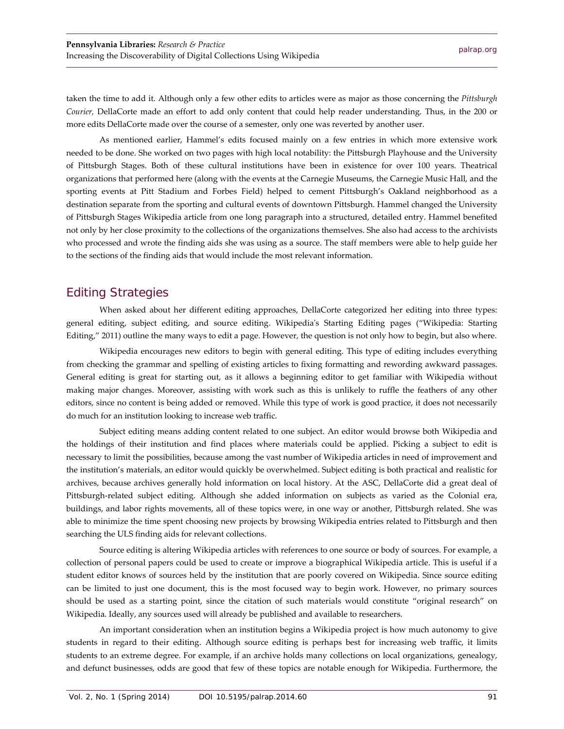taken the time to add it. Although only a few other edits to articles were as major as those concerning the *Pittsburgh Courier,* DellaCorte made an effort to add only content that could help reader understanding. Thus, in the 200 or more edits DellaCorte made over the course of a semester, only one was reverted by another user.

As mentioned earlier, Hammel's edits focused mainly on a few entries in which more extensive work needed to be done. She worked on two pages with high local notability: the Pittsburgh Playhouse and the University of Pittsburgh Stages. Both of these cultural institutions have been in existence for over 100 years. Theatrical organizations that performed here (along with the events at the Carnegie Museums, the Carnegie Music Hall, and the sporting events at Pitt Stadium and Forbes Field) helped to cement Pittsburgh's Oakland neighborhood as a destination separate from the sporting and cultural events of downtown Pittsburgh. Hammel changed the University of Pittsburgh Stages Wikipedia article from one long paragraph into a structured, detailed entry. Hammel benefited not only by her close proximity to the collections of the organizations themselves. She also had access to the archivists who processed and wrote the finding aids she was using as a source. The staff members were able to help guide her to the sections of the finding aids that would include the most relevant information.

## Editing Strategies

When asked about her different editing approaches, DellaCorte categorized her editing into three types: general editing, subject editing, and source editing. Wikipedia's Starting Editing pages ("Wikipedia: Starting Editing," 2011) outline the many ways to edit a page. However, the question is not only how to begin, but also where.

Wikipedia encourages new editors to begin with general editing. This type of editing includes everything from checking the grammar and spelling of existing articles to fixing formatting and rewording awkward passages. General editing is great for starting out, as it allows a beginning editor to get familiar with Wikipedia without making major changes. Moreover, assisting with work such as this is unlikely to ruffle the feathers of any other editors, since no content is being added or removed. While this type of work is good practice, it does not necessarily do much for an institution looking to increase web traffic.

Subject editing means adding content related to one subject. An editor would browse both Wikipedia and the holdings of their institution and find places where materials could be applied. Picking a subject to edit is necessary to limit the possibilities, because among the vast number of Wikipedia articles in need of improvement and the institution's materials, an editor would quickly be overwhelmed. Subject editing is both practical and realistic for archives, because archives generally hold information on local history. At the ASC, DellaCorte did a great deal of Pittsburgh-related subject editing. Although she added information on subjects as varied as the Colonial era, buildings, and labor rights movements, all of these topics were, in one way or another, Pittsburgh related. She was able to minimize the time spent choosing new projects by browsing Wikipedia entries related to Pittsburgh and then searching the ULS finding aids for relevant collections.

Source editing is altering Wikipedia articles with references to one source or body of sources. For example, a collection of personal papers could be used to create or improve a biographical Wikipedia article. This is useful if a student editor knows of sources held by the institution that are poorly covered on Wikipedia. Since source editing can be limited to just one document, this is the most focused way to begin work. However, no primary sources should be used as a starting point, since the citation of such materials would constitute "original research" on Wikipedia. Ideally, any sources used will already be published and available to researchers.

An important consideration when an institution begins a Wikipedia project is how much autonomy to give students in regard to their editing. Although source editing is perhaps best for increasing web traffic, it limits students to an extreme degree. For example, if an archive holds many collections on local organizations, genealogy, and defunct businesses, odds are good that few of these topics are notable enough for Wikipedia. Furthermore, the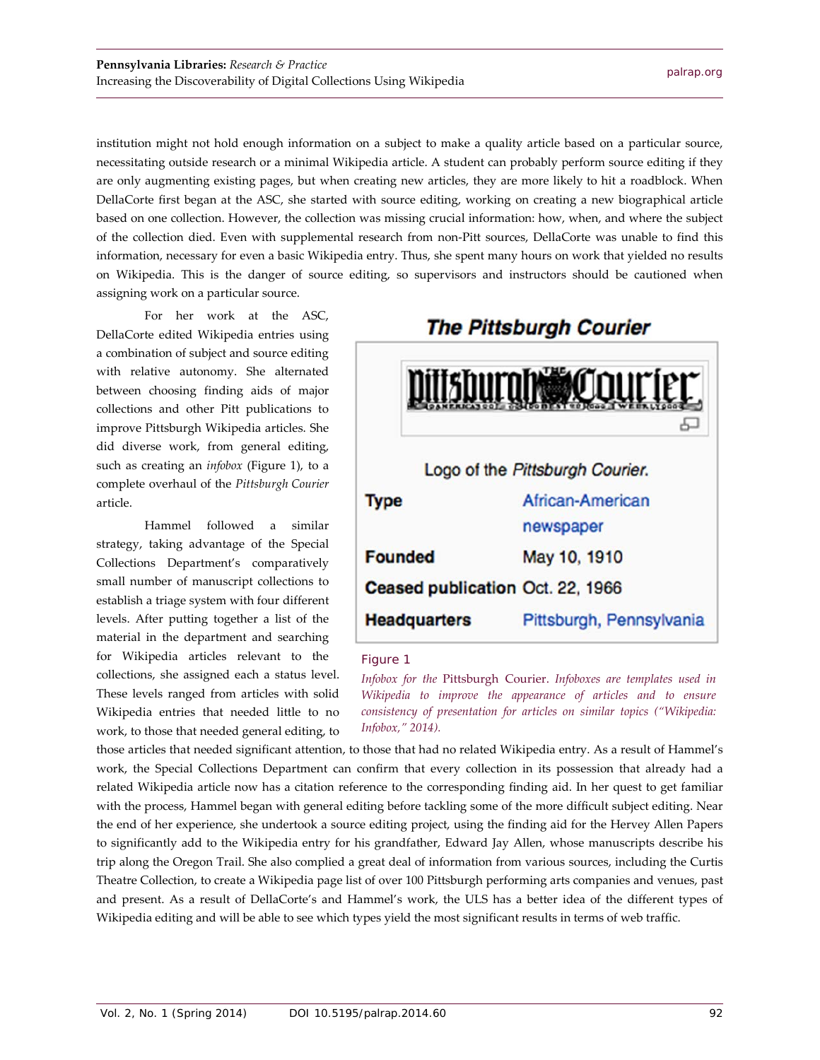institution might not hold enough information on a subject to make a quality article based on a particular source, necessitating outside research or a minimal Wikipedia article. A student can probably perform source editing if they are only augmenting existing pages, but when creating new articles, they are more likely to hit a roadblock. When DellaCorte first began at the ASC, she started with source editing, working on creating a new biographical article based on one collection. However, the collection was missing crucial information: how, when, and where the subject of the collection died. Even with supplemental research from non-Pitt sources, DellaCorte was unable to find this information, necessary for even a basic Wikipedia entry. Thus, she spent many hours on work that yielded no results on Wikipedia. This is the danger of source editing, so supervisors and instructors should be cautioned when assigning work on a particular source.

For her work at the ASC, DellaCorte edited Wikipedia entries using a combination of subject and source editing with relative autonomy. She alternated between choosing finding aids of major collections and other Pitt publications to improve Pittsburgh Wikipedia articles. She did diverse work, from general editing, such as creating an *infobox* (Figure 1), to a complete overhaul of the *Pittsburgh Courier* article.

***The Pittsburgh Courier***

Logo of the *Pittsburgh Courier*.

| | |
|---|---|
| **Type** | African-American newspaper |
| **Founded** | May 10, 1910 |
| **Ceased publication** | Oct. 22, 1966 |
| **Headquarters** | Pittsburgh, Pennsylvania |

Figure 1

*Infobox for the* Pittsburgh Courier. *Infoboxes are templates used in Wikipedia to improve the appearance of articles and to ensure consistency of presentation for articles on similar topics ("Wikipedia: Infobox," 2014).*

Hammel followed a similar strategy, taking advantage of the Special Collections Department's comparatively small number of manuscript collections to establish a triage system with four different levels. After putting together a list of the material in the department and searching for Wikipedia articles relevant to the collections, she assigned each a status level. These levels ranged from articles with solid Wikipedia entries that needed little to no work, to those that needed general editing, to those articles that needed significant attention, to those that had no related Wikipedia entry. As a result of Hammel's work, the Special Collections Department can confirm that every collection in its possession that already had a related Wikipedia article now has a citation reference to the corresponding finding aid. In her quest to get familiar with the process, Hammel began with general editing before tackling some of the more difficult subject editing. Near the end of her experience, she undertook a source editing project, using the finding aid for the Hervey Allen Papers to significantly add to the Wikipedia entry for his grandfather, Edward Jay Allen, whose manuscripts describe his trip along the Oregon Trail. She also complied a great deal of information from various sources, including the Curtis Theatre Collection, to create a Wikipedia page list of over 100 Pittsburgh performing arts companies and venues, past and present. As a result of DellaCorte's and Hammel's work, the ULS has a better idea of the different types of Wikipedia editing and will be able to see which types yield the most significant results in terms of web traffic.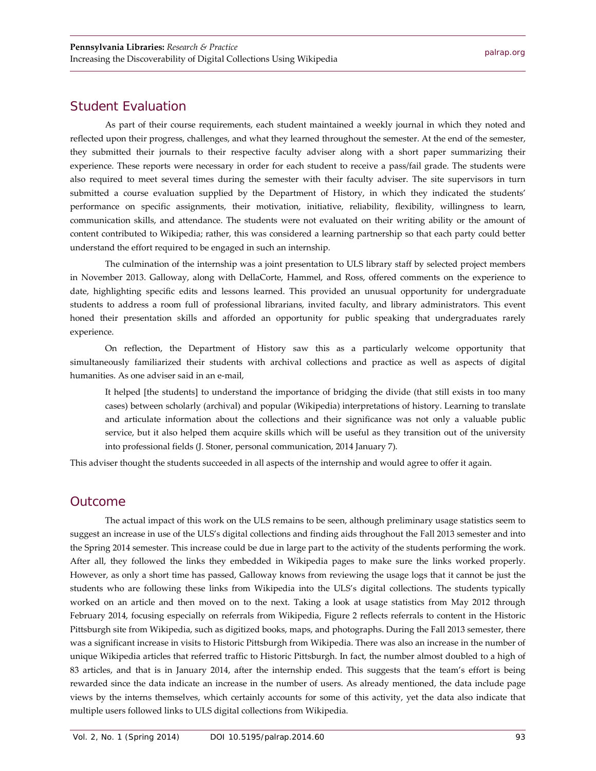## Student Evaluation

As part of their course requirements, each student maintained a weekly journal in which they noted and reflected upon their progress, challenges, and what they learned throughout the semester. At the end of the semester, they submitted their journals to their respective faculty adviser along with a short paper summarizing their experience. These reports were necessary in order for each student to receive a pass/fail grade. The students were also required to meet several times during the semester with their faculty adviser. The site supervisors in turn submitted a course evaluation supplied by the Department of History, in which they indicated the students' performance on specific assignments, their motivation, initiative, reliability, flexibility, willingness to learn, communication skills, and attendance. The students were not evaluated on their writing ability or the amount of content contributed to Wikipedia; rather, this was considered a learning partnership so that each party could better understand the effort required to be engaged in such an internship.

The culmination of the internship was a joint presentation to ULS library staff by selected project members in November 2013. Galloway, along with DellaCorte, Hammel, and Ross, offered comments on the experience to date, highlighting specific edits and lessons learned. This provided an unusual opportunity for undergraduate students to address a room full of professional librarians, invited faculty, and library administrators. This event honed their presentation skills and afforded an opportunity for public speaking that undergraduates rarely experience.

On reflection, the Department of History saw this as a particularly welcome opportunity that simultaneously familiarized their students with archival collections and practice as well as aspects of digital humanities. As one adviser said in an e-mail,

> It helped [the students] to understand the importance of bridging the divide (that still exists in too many cases) between scholarly (archival) and popular (Wikipedia) interpretations of history. Learning to translate and articulate information about the collections and their significance was not only a valuable public service, but it also helped them acquire skills which will be useful as they transition out of the university into professional fields (J. Stoner, personal communication, 2014 January 7).

This adviser thought the students succeeded in all aspects of the internship and would agree to offer it again.

## Outcome

The actual impact of this work on the ULS remains to be seen, although preliminary usage statistics seem to suggest an increase in use of the ULS's digital collections and finding aids throughout the Fall 2013 semester and into the Spring 2014 semester. This increase could be due in large part to the activity of the students performing the work. After all, they followed the links they embedded in Wikipedia pages to make sure the links worked properly. However, as only a short time has passed, Galloway knows from reviewing the usage logs that it cannot be just the students who are following these links from Wikipedia into the ULS's digital collections. The students typically worked on an article and then moved on to the next. Taking a look at usage statistics from May 2012 through February 2014, focusing especially on referrals from Wikipedia, Figure 2 reflects referrals to content in the Historic Pittsburgh site from Wikipedia, such as digitized books, maps, and photographs. During the Fall 2013 semester, there was a significant increase in visits to Historic Pittsburgh from Wikipedia. There was also an increase in the number of unique Wikipedia articles that referred traffic to Historic Pittsburgh. In fact, the number almost doubled to a high of 83 articles, and that is in January 2014, after the internship ended. This suggests that the team's effort is being rewarded since the data indicate an increase in the number of users. As already mentioned, the data include page views by the interns themselves, which certainly accounts for some of this activity, yet the data also indicate that multiple users followed links to ULS digital collections from Wikipedia.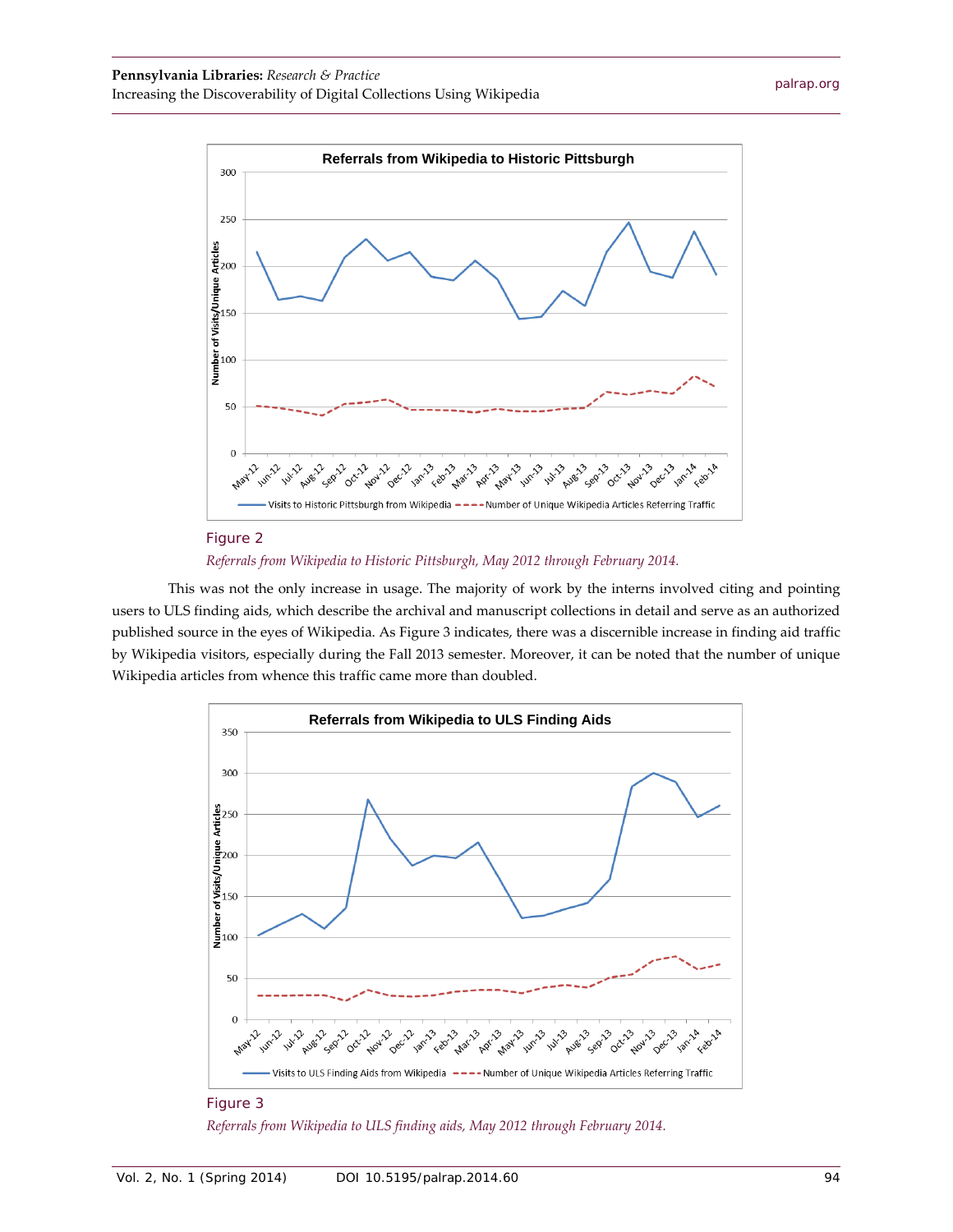Referrals from Wikipedia to Historic Pittsburgh

300
250
200
150
100
50
0

Number of Visits/Unique Articles

May-12 Jun-12 Jul-12 Aug-12 Sep-12 Oct-12 Nov-12 Dec-12 Jan-13 Feb-13 Mar-13 Apr-13 May-13 Jun-13 Jul-13 Aug-13 Sep-13 Oct-13 Nov-13 Dec-13 Jan-14 Feb-14

Visits to Historic Pittsburgh from Wikipedia

Number of Unique Wikipedia Articles Referring Traffic

Figure 2

*Referrals from Wikipedia to Historic Pittsburgh, May 2012 through February 2014.*

This was not the only increase in usage. The majority of work by the interns involved citing and pointing users to ULS finding aids, which describe the archival and manuscript collections in detail and serve as an authorized published source in the eyes of Wikipedia. As Figure 3 indicates, there was a discernible increase in finding aid traffic by Wikipedia visitors, especially during the Fall 2013 semester. Moreover, it can be noted that the number of unique Wikipedia articles from whence this traffic came more than doubled.

Referrals from Wikipedia to ULS Finding Aids

350
300
250
200
150
100
50
0

Number of Visits/Unique Articles

May-12 Jun-12 Jul-12 Aug-12 Sep-12 Oct-12 Nov-12 Dec-12 Jan-13 Feb-13 Mar-13 Apr-13 May-13 Jun-13 Jul-13 Aug-13 Sep-13 Oct-13 Nov-13 Dec-13 Jan-14 Feb-14

Visits to ULS Finding Aids from Wikipedia

Number of Unique Wikipedia Articles Referring Traffic

Figure 3

*Referrals from Wikipedia to ULS finding aids, May 2012 through February 2014.*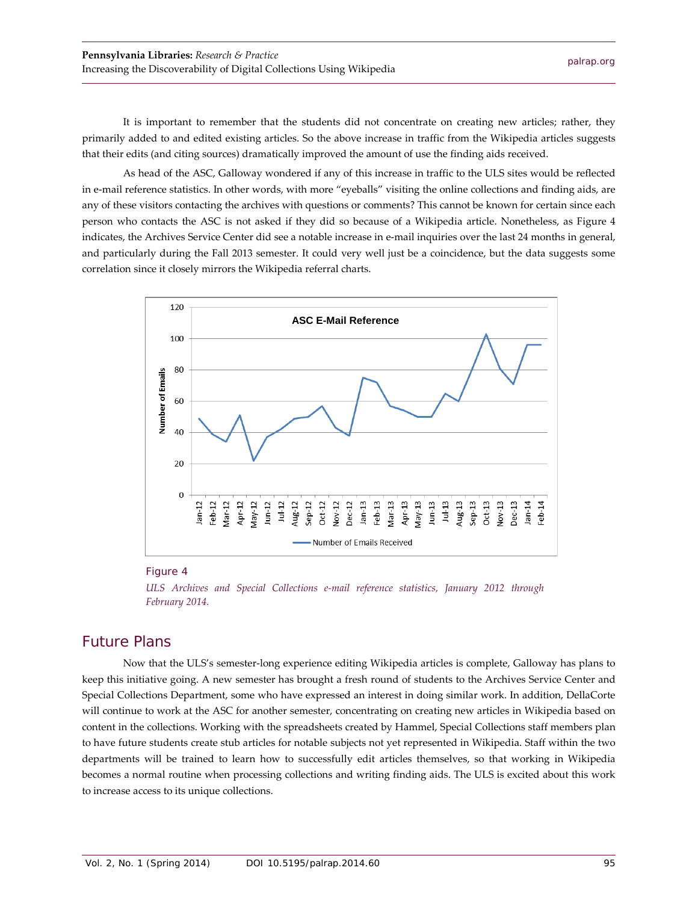It is important to remember that the students did not concentrate on creating new articles; rather, they primarily added to and edited existing articles. So the above increase in traffic from the Wikipedia articles suggests that their edits (and citing sources) dramatically improved the amount of use the finding aids received.

As head of the ASC, Galloway wondered if any of this increase in traffic to the ULS sites would be reflected in e-mail reference statistics. In other words, with more "eyeballs" visiting the online collections and finding aids, are any of these visitors contacting the archives with questions or comments? This cannot be known for certain since each person who contacts the ASC is not asked if they did so because of a Wikipedia article. Nonetheless, as Figure 4 indicates, the Archives Service Center did see a notable increase in e-mail inquiries over the last 24 months in general, and particularly during the Fall 2013 semester. It could very well just be a coincidence, but the data suggests some correlation since it closely mirrors the Wikipedia referral charts.

ASC E-Mail Reference

Number of Emails

120
100
80
60
40
20
0

Jan-12, Feb-12, Mar-12, Apr-12, May-12, Jun-12, Jul-12, Aug-12, Sep-12, Oct-12, Nov-12, Dec-12, Jan-13, Feb-13, Mar-13, Apr-13, May-13, Jun-13, Jul-13, Aug-13, Sep-13, Oct-13, Nov-13, Dec-13, Jan-14, Feb-14

Number of Emails Received

Figure 4

*ULS Archives and Special Collections e-mail reference statistics, January 2012 through February 2014.*

## Future Plans

Now that the ULS's semester-long experience editing Wikipedia articles is complete, Galloway has plans to keep this initiative going. A new semester has brought a fresh round of students to the Archives Service Center and Special Collections Department, some who have expressed an interest in doing similar work. In addition, DellaCorte will continue to work at the ASC for another semester, concentrating on creating new articles in Wikipedia based on content in the collections. Working with the spreadsheets created by Hammel, Special Collections staff members plan to have future students create stub articles for notable subjects not yet represented in Wikipedia. Staff within the two departments will be trained to learn how to successfully edit articles themselves, so that working in Wikipedia becomes a normal routine when processing collections and writing finding aids. The ULS is excited about this work to increase access to its unique collections.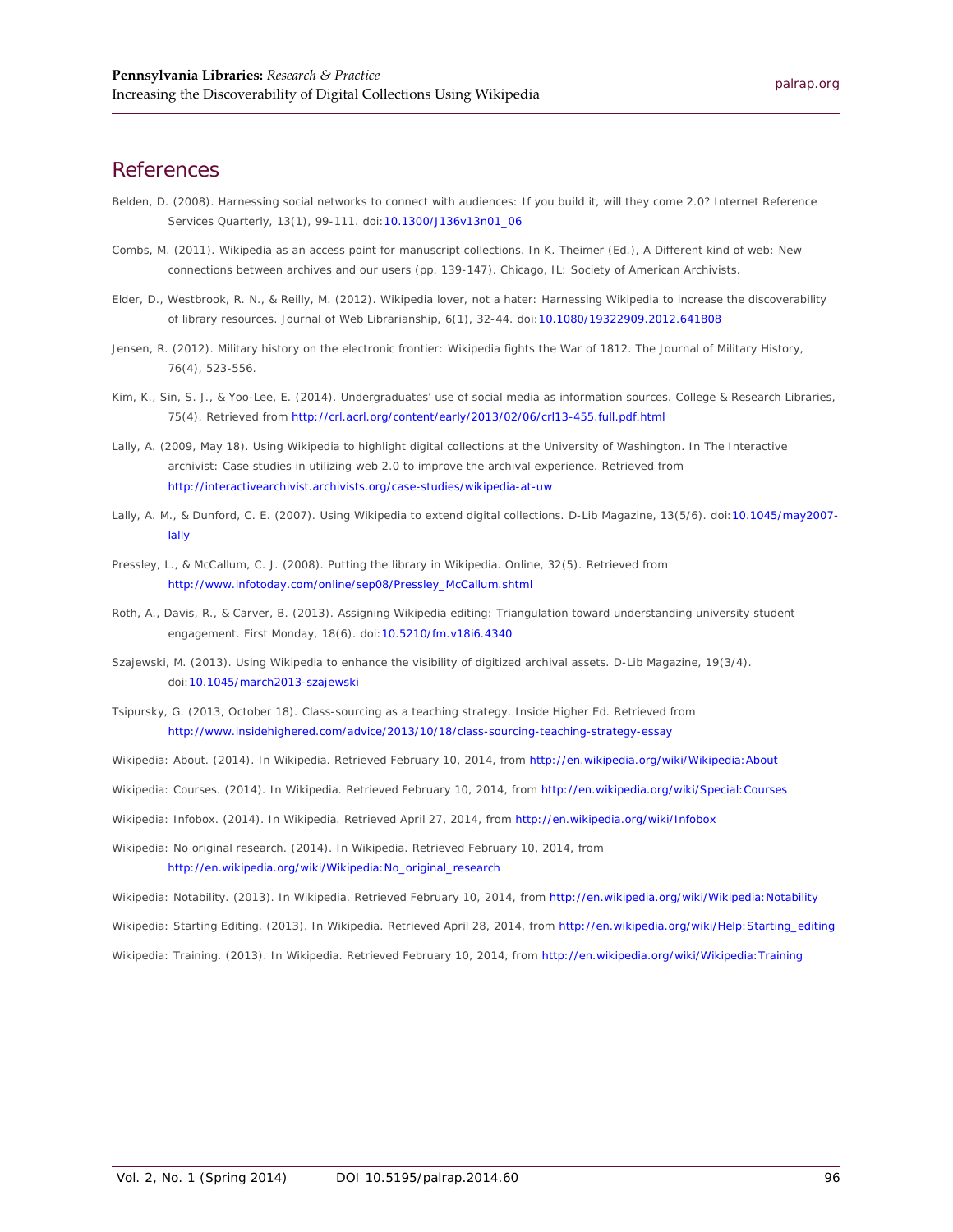## References

Belden, D. (2008). Harnessing social networks to connect with audiences: If you build it, will they come 2.0? Internet Reference Services Quarterly, 13(1), 99-111. doi:10.1300/J136v13n01_06

Combs, M. (2011). Wikipedia as an access point for manuscript collections. In K. Theimer (Ed.), A Different kind of web: New connections between archives and our users (pp. 139-147). Chicago, IL: Society of American Archivists.

Elder, D., Westbrook, R. N., & Reilly, M. (2012). Wikipedia lover, not a hater: Harnessing Wikipedia to increase the discoverability of library resources. Journal of Web Librarianship, 6(1), 32-44. doi:10.1080/19322909.2012.641808

Jensen, R. (2012). Military history on the electronic frontier: Wikipedia fights the War of 1812. The Journal of Military History, 76(4), 523-556.

Kim, K., Sin, S. J., & Yoo-Lee, E. (2014). Undergraduates' use of social media as information sources. College & Research Libraries, 75(4). Retrieved from http://crl.acrl.org/content/early/2013/02/06/crl13-455.full.pdf.html

Lally, A. (2009, May 18). Using Wikipedia to highlight digital collections at the University of Washington. In The Interactive archivist: Case studies in utilizing web 2.0 to improve the archival experience. Retrieved from http://interactivearchivist.archivists.org/case-studies/wikipedia-at-uw

Lally, A. M., & Dunford, C. E. (2007). Using Wikipedia to extend digital collections. D-Lib Magazine, 13(5/6). doi:10.1045/may2007-lally

Pressley, L., & McCallum, C. J. (2008). Putting the library in Wikipedia. Online, 32(5). Retrieved from http://www.infotoday.com/online/sep08/Pressley_McCallum.shtml

Roth, A., Davis, R., & Carver, B. (2013). Assigning Wikipedia editing: Triangulation toward understanding university student engagement. First Monday, 18(6). doi:10.5210/fm.v18i6.4340

Szajewski, M. (2013). Using Wikipedia to enhance the visibility of digitized archival assets. D-Lib Magazine, 19(3/4). doi:10.1045/march2013-szajewski

Tsipursky, G. (2013, October 18). Class-sourcing as a teaching strategy. Inside Higher Ed. Retrieved from http://www.insidehighered.com/advice/2013/10/18/class-sourcing-teaching-strategy-essay

Wikipedia: About. (2014). In Wikipedia. Retrieved February 10, 2014, from http://en.wikipedia.org/wiki/Wikipedia:About

Wikipedia: Courses. (2014). In Wikipedia. Retrieved February 10, 2014, from http://en.wikipedia.org/wiki/Special:Courses

Wikipedia: Infobox. (2014). In Wikipedia. Retrieved April 27, 2014, from http://en.wikipedia.org/wiki/Infobox

Wikipedia: No original research. (2014). In Wikipedia. Retrieved February 10, 2014, from http://en.wikipedia.org/wiki/Wikipedia:No_original_research

Wikipedia: Notability. (2013). In Wikipedia. Retrieved February 10, 2014, from http://en.wikipedia.org/wiki/Wikipedia:Notability

Wikipedia: Starting Editing. (2013). In Wikipedia. Retrieved April 28, 2014, from http://en.wikipedia.org/wiki/Help:Starting_editing

Wikipedia: Training. (2013). In Wikipedia. Retrieved February 10, 2014, from http://en.wikipedia.org/wiki/Wikipedia:Training